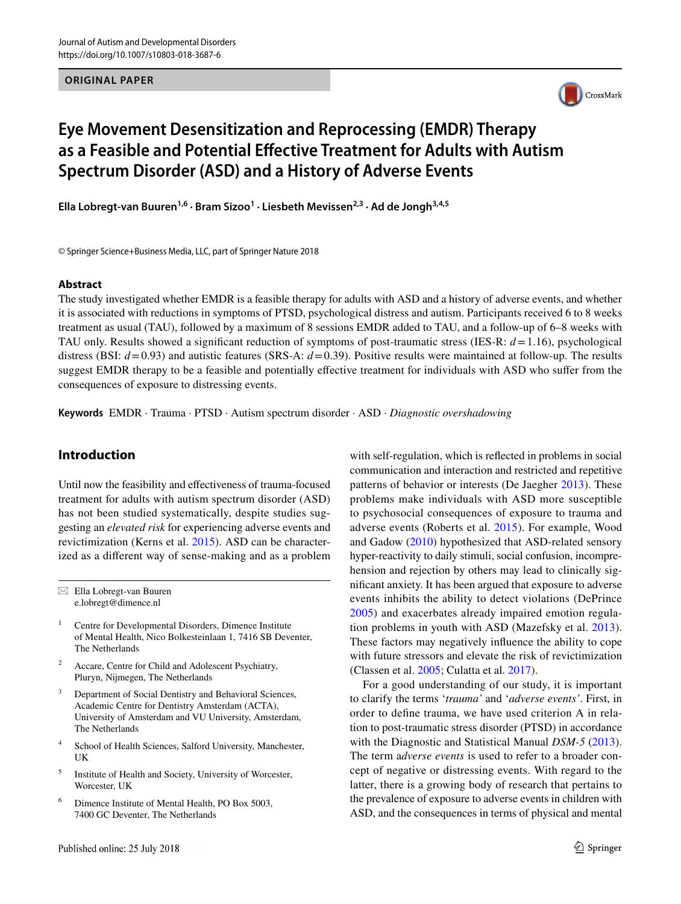ORIGINAL PAPER

# Eye Movement Desensitization and Reprocessing (EMDR) Therapy as a Feasible and Potential Effective Treatment for Adults with Autism Spectrum Disorder (ASD) and a History of Adverse Events

**Ella Lobregt-van Buuren[1,6] · Bram Sizoo[1] · Liesbeth Mevissen[2,3] · Ad de Jongh[3,4,5]**

© Springer Science+Business Media, LLC, part of Springer Nature 2018

## Abstract

The study investigated whether EMDR is a feasible therapy for adults with ASD and a history of adverse events, and whether it is associated with reductions in symptoms of PTSD, psychological distress and autism. Participants received 6 to 8 weeks treatment as usual (TAU), followed by a maximum of 8 sessions EMDR added to TAU, and a follow-up of 6–8 weeks with TAU only. Results showed a significant reduction of symptoms of post-traumatic stress (IES-R: $d = 1.16$), psychological distress (BSI: $d = 0.93$) and autistic features (SRS-A: $d = 0.39$). Positive results were maintained at follow-up. The results suggest EMDR therapy to be a feasible and potentially effective treatment for individuals with ASD who suffer from the consequences of exposure to distressing events.

**Keywords** EMDR · Trauma · PTSD · Autism spectrum disorder · ASD · *Diagnostic overshadowing*

## Introduction

Until now the feasibility and effectiveness of trauma-focused treatment for adults with autism spectrum disorder (ASD) has not been studied systematically, despite studies suggesting an *elevated risk* for experiencing adverse events and revictimization (Kerns et al. 2015). ASD can be characterized as a different way of sense-making and as a problem with self-regulation, which is reflected in problems in social communication and interaction and restricted and repetitive patterns of behavior or interests (De Jaegher 2013). These problems make individuals with ASD more susceptible to psychosocial consequences of exposure to trauma and adverse events (Roberts et al. 2015). For example, Wood and Gadow (2010) hypothesized that ASD-related sensory hyper-reactivity to daily stimuli, social confusion, incomprehension and rejection by others may lead to clinically significant anxiety. It has been argued that exposure to adverse events inhibits the ability to detect violations (DePrince 2005) and exacerbates already impaired emotion regulation problems in youth with ASD (Mazefsky et al. 2013). These factors may negatively influence the ability to cope with future stressors and elevate the risk of revictimization (Classen et al. 2005; Culatta et al. 2017).

For a good understanding of our study, it is important to clarify the terms '*trauma*' and '*adverse events*'. First, in order to define trauma, we have used criterion A in relation to post-traumatic stress disorder (PTSD) in accordance with the Diagnostic and Statistical Manual *DSM-5* (2013). The term a*dverse events* is used to refer to a broader concept of negative or distressing events. With regard to the latter, there is a growing body of research that pertains to the prevalence of exposure to adverse events in children with ASD, and the consequences in terms of physical and mental

---

✉ Ella Lobregt-van Buuren
e.lobregt@dimence.nl

1 Centre for Developmental Disorders, Dimence Institute of Mental Health, Nico Bolkesteinlaan 1, 7416 SB Deventer, The Netherlands

2 Accare, Centre for Child and Adolescent Psychiatry, Pluryn, Nijmegen, The Netherlands

3 Department of Social Dentistry and Behavioral Sciences, Academic Centre for Dentistry Amsterdam (ACTA), University of Amsterdam and VU University, Amsterdam, The Netherlands

4 School of Health Sciences, Salford University, Manchester, UK

5 Institute of Health and Society, University of Worcester, Worcester, UK

6 Dimence Institute of Mental Health, PO Box 5003, 7400 GC Deventer, The Netherlands

Published online: 25 July 2018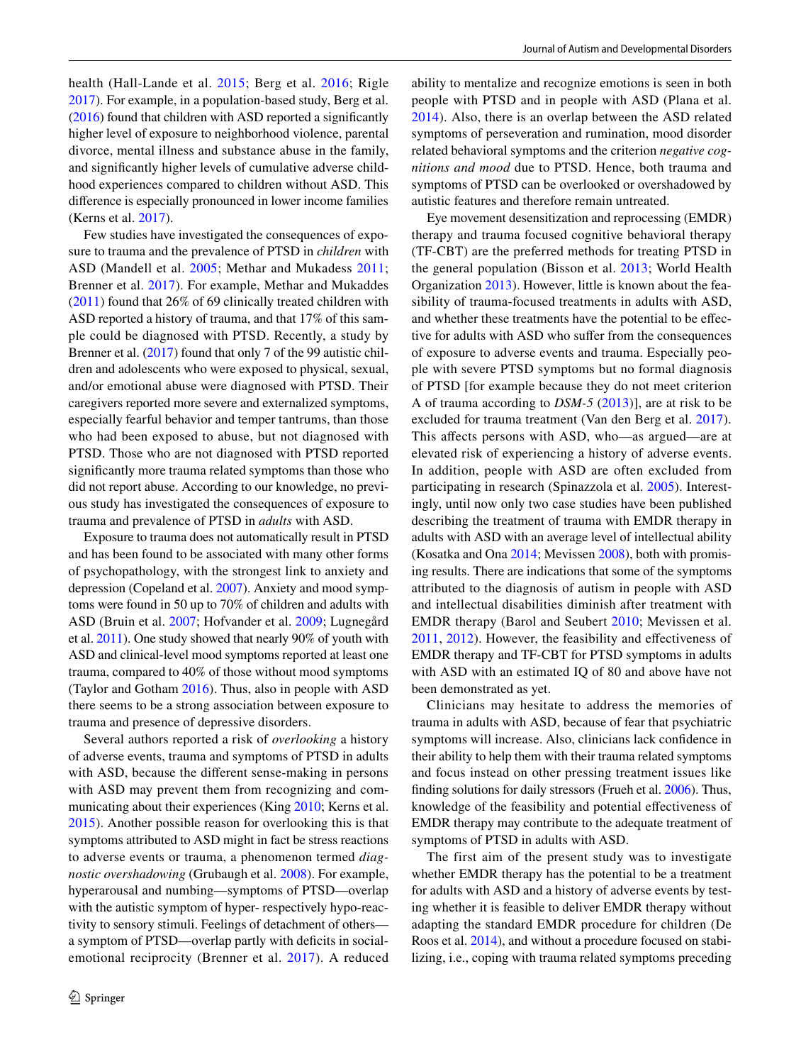health (Hall-Lande et al. 2015; Berg et al. 2016; Rigle 2017). For example, in a population-based study, Berg et al. (2016) found that children with ASD reported a significantly higher level of exposure to neighborhood violence, parental divorce, mental illness and substance abuse in the family, and significantly higher levels of cumulative adverse childhood experiences compared to children without ASD. This difference is especially pronounced in lower income families (Kerns et al. 2017).

Few studies have investigated the consequences of exposure to trauma and the prevalence of PTSD in *children* with ASD (Mandell et al. 2005; Methar and Mukadess 2011; Brenner et al. 2017). For example, Methar and Mukaddes (2011) found that 26% of 69 clinically treated children with ASD reported a history of trauma, and that 17% of this sample could be diagnosed with PTSD. Recently, a study by Brenner et al. (2017) found that only 7 of the 99 autistic children and adolescents who were exposed to physical, sexual, and/or emotional abuse were diagnosed with PTSD. Their caregivers reported more severe and externalized symptoms, especially fearful behavior and temper tantrums, than those who had been exposed to abuse, but not diagnosed with PTSD. Those who are not diagnosed with PTSD reported significantly more trauma related symptoms than those who did not report abuse. According to our knowledge, no previous study has investigated the consequences of exposure to trauma and prevalence of PTSD in *adults* with ASD.

Exposure to trauma does not automatically result in PTSD and has been found to be associated with many other forms of psychopathology, with the strongest link to anxiety and depression (Copeland et al. 2007). Anxiety and mood symptoms were found in 50 up to 70% of children and adults with ASD (Bruin et al. 2007; Hofvander et al. 2009; Lugnegård et al. 2011). One study showed that nearly 90% of youth with ASD and clinical-level mood symptoms reported at least one trauma, compared to 40% of those without mood symptoms (Taylor and Gotham 2016). Thus, also in people with ASD there seems to be a strong association between exposure to trauma and presence of depressive disorders.

Several authors reported a risk of *overlooking* a history of adverse events, trauma and symptoms of PTSD in adults with ASD, because the different sense-making in persons with ASD may prevent them from recognizing and communicating about their experiences (King 2010; Kerns et al. 2015). Another possible reason for overlooking this is that symptoms attributed to ASD might in fact be stress reactions to adverse events or trauma, a phenomenon termed *diagnostic overshadowing* (Grubaugh et al. 2008). For example, hyperarousal and numbing—symptoms of PTSD—overlap with the autistic symptom of hyper- respectively hypo-reactivity to sensory stimuli. Feelings of detachment of others—a symptom of PTSD—overlap partly with deficits in social-emotional reciprocity (Brenner et al. 2017). A reduced ability to mentalize and recognize emotions is seen in both people with PTSD and in people with ASD (Plana et al. 2014). Also, there is an overlap between the ASD related symptoms of perseveration and rumination, mood disorder related behavioral symptoms and the criterion *negative cognitions and mood* due to PTSD. Hence, both trauma and symptoms of PTSD can be overlooked or overshadowed by autistic features and therefore remain untreated.

Eye movement desensitization and reprocessing (EMDR) therapy and trauma focused cognitive behavioral therapy (TF-CBT) are the preferred methods for treating PTSD in the general population (Bisson et al. 2013; World Health Organization 2013). However, little is known about the feasibility of trauma-focused treatments in adults with ASD, and whether these treatments have the potential to be effective for adults with ASD who suffer from the consequences of exposure to adverse events and trauma. Especially people with severe PTSD symptoms but no formal diagnosis of PTSD [for example because they do not meet criterion A of trauma according to *DSM-5* (2013)], are at risk to be excluded for trauma treatment (Van den Berg et al. 2017). This affects persons with ASD, who—as argued—are at elevated risk of experiencing a history of adverse events. In addition, people with ASD are often excluded from participating in research (Spinazzola et al. 2005). Interestingly, until now only two case studies have been published describing the treatment of trauma with EMDR therapy in adults with ASD with an average level of intellectual ability (Kosatka and Ona 2014; Mevissen 2008), both with promising results. There are indications that some of the symptoms attributed to the diagnosis of autism in people with ASD and intellectual disabilities diminish after treatment with EMDR therapy (Barol and Seubert 2010; Mevissen et al. 2011, 2012). However, the feasibility and effectiveness of EMDR therapy and TF-CBT for PTSD symptoms in adults with ASD with an estimated IQ of 80 and above have not been demonstrated as yet.

Clinicians may hesitate to address the memories of trauma in adults with ASD, because of fear that psychiatric symptoms will increase. Also, clinicians lack confidence in their ability to help them with their trauma related symptoms and focus instead on other pressing treatment issues like finding solutions for daily stressors (Frueh et al. 2006). Thus, knowledge of the feasibility and potential effectiveness of EMDR therapy may contribute to the adequate treatment of symptoms of PTSD in adults with ASD.

The first aim of the present study was to investigate whether EMDR therapy has the potential to be a treatment for adults with ASD and a history of adverse events by testing whether it is feasible to deliver EMDR therapy without adapting the standard EMDR procedure for children (De Roos et al. 2014), and without a procedure focused on stabilizing, i.e., coping with trauma related symptoms preceding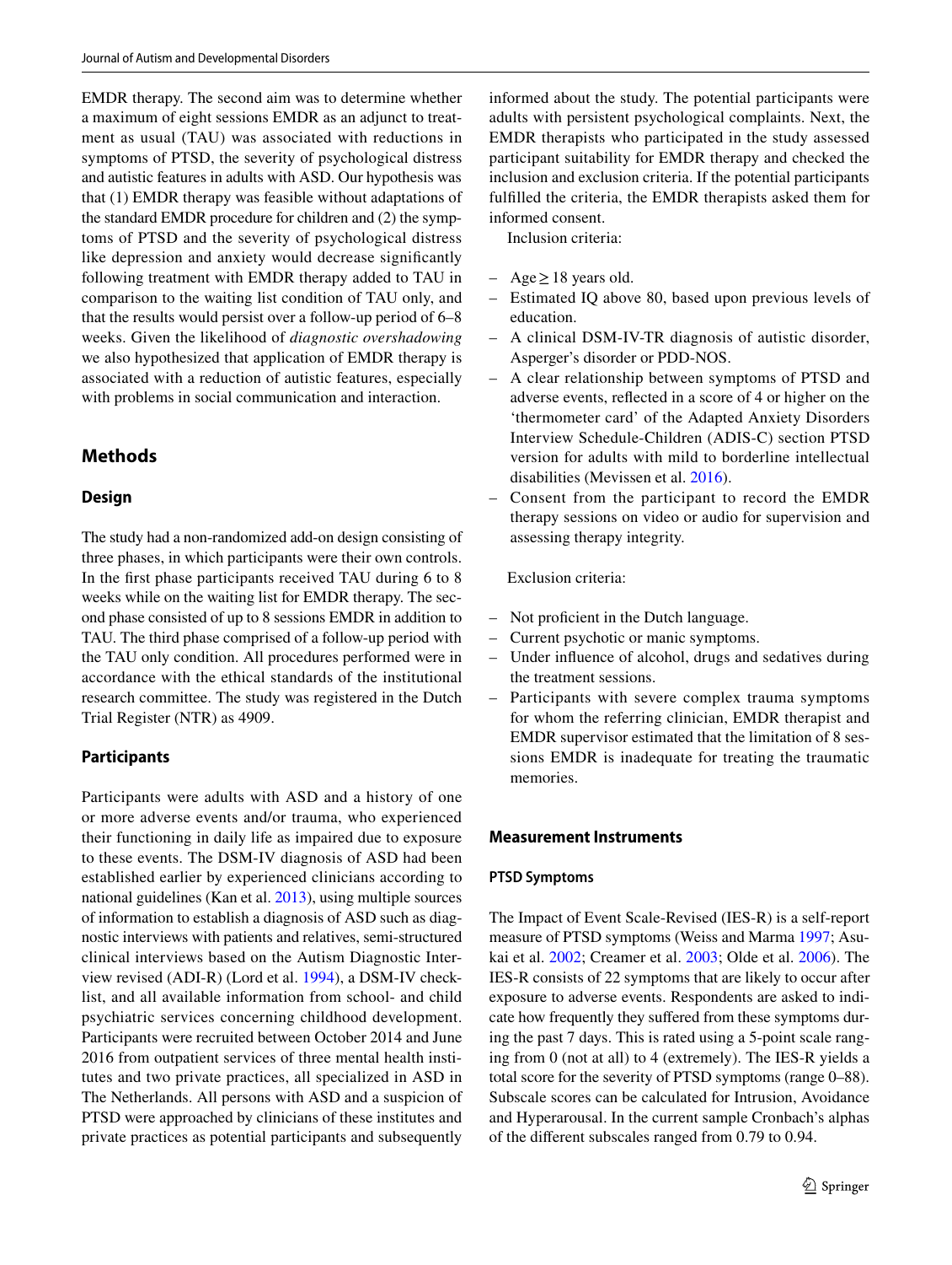EMDR therapy. The second aim was to determine whether a maximum of eight sessions EMDR as an adjunct to treatment as usual (TAU) was associated with reductions in symptoms of PTSD, the severity of psychological distress and autistic features in adults with ASD. Our hypothesis was that (1) EMDR therapy was feasible without adaptations of the standard EMDR procedure for children and (2) the symptoms of PTSD and the severity of psychological distress like depression and anxiety would decrease significantly following treatment with EMDR therapy added to TAU in comparison to the waiting list condition of TAU only, and that the results would persist over a follow-up period of 6–8 weeks. Given the likelihood of *diagnostic overshadowing* we also hypothesized that application of EMDR therapy is associated with a reduction of autistic features, especially with problems in social communication and interaction.

## Methods

### Design

The study had a non-randomized add-on design consisting of three phases, in which participants were their own controls. In the first phase participants received TAU during 6 to 8 weeks while on the waiting list for EMDR therapy. The second phase consisted of up to 8 sessions EMDR in addition to TAU. The third phase comprised of a follow-up period with the TAU only condition. All procedures performed were in accordance with the ethical standards of the institutional research committee. The study was registered in the Dutch Trial Register (NTR) as 4909.

### Participants

Participants were adults with ASD and a history of one or more adverse events and/or trauma, who experienced their functioning in daily life as impaired due to exposure to these events. The DSM-IV diagnosis of ASD had been established earlier by experienced clinicians according to national guidelines (Kan et al. 2013), using multiple sources of information to establish a diagnosis of ASD such as diagnostic interviews with patients and relatives, semi-structured clinical interviews based on the Autism Diagnostic Interview revised (ADI-R) (Lord et al. 1994), a DSM-IV checklist, and all available information from school- and child psychiatric services concerning childhood development. Participants were recruited between October 2014 and June 2016 from outpatient services of three mental health institutes and two private practices, all specialized in ASD in The Netherlands. All persons with ASD and a suspicion of PTSD were approached by clinicians of these institutes and private practices as potential participants and subsequently informed about the study. The potential participants were adults with persistent psychological complaints. Next, the EMDR therapists who participated in the study assessed participant suitability for EMDR therapy and checked the inclusion and exclusion criteria. If the potential participants fulfilled the criteria, the EMDR therapists asked them for informed consent.

Inclusion criteria:

- Age ≥ 18 years old.
- Estimated IQ above 80, based upon previous levels of education.
- A clinical DSM-IV-TR diagnosis of autistic disorder, Asperger's disorder or PDD-NOS.
- A clear relationship between symptoms of PTSD and adverse events, reflected in a score of 4 or higher on the 'thermometer card' of the Adapted Anxiety Disorders Interview Schedule-Children (ADIS-C) section PTSD version for adults with mild to borderline intellectual disabilities (Mevissen et al. 2016).
- Consent from the participant to record the EMDR therapy sessions on video or audio for supervision and assessing therapy integrity.

Exclusion criteria:

- Not proficient in the Dutch language.
- Current psychotic or manic symptoms.
- Under influence of alcohol, drugs and sedatives during the treatment sessions.
- Participants with severe complex trauma symptoms for whom the referring clinician, EMDR therapist and EMDR supervisor estimated that the limitation of 8 sessions EMDR is inadequate for treating the traumatic memories.

### Measurement Instruments

#### PTSD Symptoms

The Impact of Event Scale-Revised (IES-R) is a self-report measure of PTSD symptoms (Weiss and Marma 1997; Asukai et al. 2002; Creamer et al. 2003; Olde et al. 2006). The IES-R consists of 22 symptoms that are likely to occur after exposure to adverse events. Respondents are asked to indicate how frequently they suffered from these symptoms during the past 7 days. This is rated using a 5-point scale ranging from 0 (not at all) to 4 (extremely). The IES-R yields a total score for the severity of PTSD symptoms (range 0–88). Subscale scores can be calculated for Intrusion, Avoidance and Hyperarousal. In the current sample Cronbach's alphas of the different subscales ranged from 0.79 to 0.94.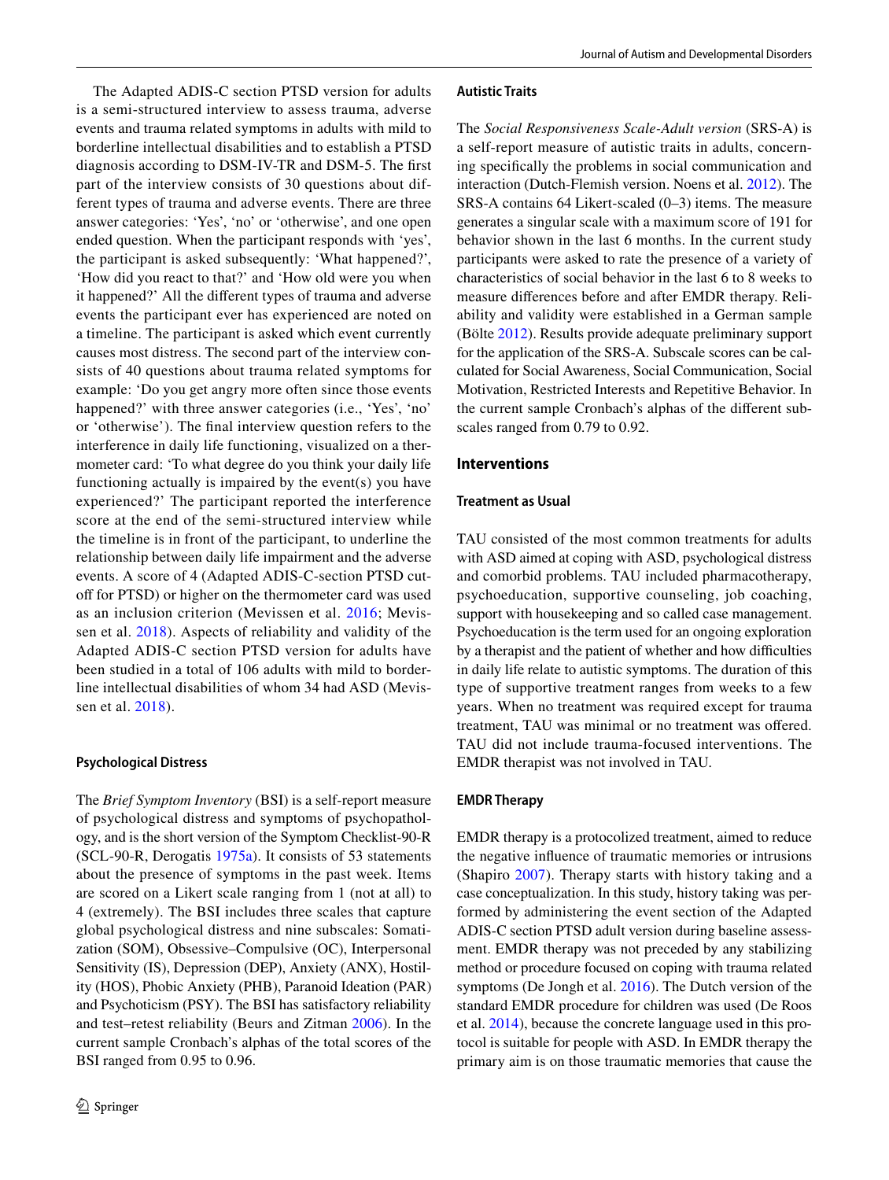The Adapted ADIS-C section PTSD version for adults is a semi-structured interview to assess trauma, adverse events and trauma related symptoms in adults with mild to borderline intellectual disabilities and to establish a PTSD diagnosis according to DSM-IV-TR and DSM-5. The first part of the interview consists of 30 questions about different types of trauma and adverse events. There are three answer categories: 'Yes', 'no' or 'otherwise', and one open ended question. When the participant responds with 'yes', the participant is asked subsequently: 'What happened?', 'How did you react to that?' and 'How old were you when it happened?' All the different types of trauma and adverse events the participant ever has experienced are noted on a timeline. The participant is asked which event currently causes most distress. The second part of the interview consists of 40 questions about trauma related symptoms for example: 'Do you get angry more often since those events happened?' with three answer categories (i.e., 'Yes', 'no' or 'otherwise'). The final interview question refers to the interference in daily life functioning, visualized on a thermometer card: 'To what degree do you think your daily life functioning actually is impaired by the event(s) you have experienced?' The participant reported the interference score at the end of the semi-structured interview while the timeline is in front of the participant, to underline the relationship between daily life impairment and the adverse events. A score of 4 (Adapted ADIS-C-section PTSD cut-off for PTSD) or higher on the thermometer card was used as an inclusion criterion (Mevissen et al. 2016; Mevissen et al. 2018). Aspects of reliability and validity of the Adapted ADIS-C section PTSD version for adults have been studied in a total of 106 adults with mild to borderline intellectual disabilities of whom 34 had ASD (Mevissen et al. 2018).

### Psychological Distress

The *Brief Symptom Inventory* (BSI) is a self-report measure of psychological distress and symptoms of psychopathology, and is the short version of the Symptom Checklist-90-R (SCL-90-R, Derogatis 1975a). It consists of 53 statements about the presence of symptoms in the past week. Items are scored on a Likert scale ranging from 1 (not at all) to 4 (extremely). The BSI includes three scales that capture global psychological distress and nine subscales: Somatization (SOM), Obsessive–Compulsive (OC), Interpersonal Sensitivity (IS), Depression (DEP), Anxiety (ANX), Hostility (HOS), Phobic Anxiety (PHB), Paranoid Ideation (PAR) and Psychoticism (PSY). The BSI has satisfactory reliability and test–retest reliability (Beurs and Zitman 2006). In the current sample Cronbach's alphas of the total scores of the BSI ranged from 0.95 to 0.96.

### Autistic Traits

The *Social Responsiveness Scale-Adult version* (SRS-A) is a self-report measure of autistic traits in adults, concerning specifically the problems in social communication and interaction (Dutch-Flemish version. Noens et al. 2012). The SRS-A contains 64 Likert-scaled (0–3) items. The measure generates a singular scale with a maximum score of 191 for behavior shown in the last 6 months. In the current study participants were asked to rate the presence of a variety of characteristics of social behavior in the last 6 to 8 weeks to measure differences before and after EMDR therapy. Reliability and validity were established in a German sample (Bölte 2012). Results provide adequate preliminary support for the application of the SRS-A. Subscale scores can be calculated for Social Awareness, Social Communication, Social Motivation, Restricted Interests and Repetitive Behavior. In the current sample Cronbach's alphas of the different subscales ranged from 0.79 to 0.92.

## Interventions

### Treatment as Usual

TAU consisted of the most common treatments for adults with ASD aimed at coping with ASD, psychological distress and comorbid problems. TAU included pharmacotherapy, psychoeducation, supportive counseling, job coaching, support with housekeeping and so called case management. Psychoeducation is the term used for an ongoing exploration by a therapist and the patient of whether and how difficulties in daily life relate to autistic symptoms. The duration of this type of supportive treatment ranges from weeks to a few years. When no treatment was required except for trauma treatment, TAU was minimal or no treatment was offered. TAU did not include trauma-focused interventions. The EMDR therapist was not involved in TAU.

### EMDR Therapy

EMDR therapy is a protocolized treatment, aimed to reduce the negative influence of traumatic memories or intrusions (Shapiro 2007). Therapy starts with history taking and a case conceptualization. In this study, history taking was performed by administering the event section of the Adapted ADIS-C section PTSD adult version during baseline assessment. EMDR therapy was not preceded by any stabilizing method or procedure focused on coping with trauma related symptoms (De Jongh et al. 2016). The Dutch version of the standard EMDR procedure for children was used (De Roos et al. 2014), because the concrete language used in this protocol is suitable for people with ASD. In EMDR therapy the primary aim is on those traumatic memories that cause the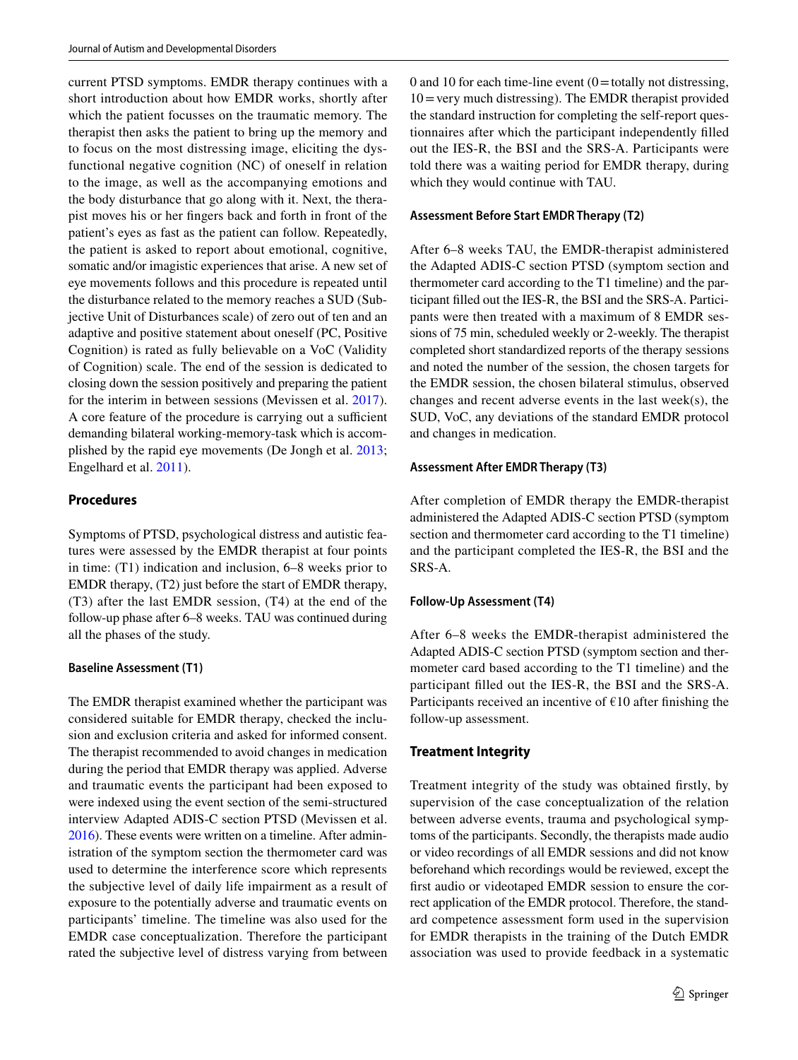current PTSD symptoms. EMDR therapy continues with a short introduction about how EMDR works, shortly after which the patient focusses on the traumatic memory. The therapist then asks the patient to bring up the memory and to focus on the most distressing image, eliciting the dysfunctional negative cognition (NC) of oneself in relation to the image, as well as the accompanying emotions and the body disturbance that go along with it. Next, the therapist moves his or her fingers back and forth in front of the patient's eyes as fast as the patient can follow. Repeatedly, the patient is asked to report about emotional, cognitive, somatic and/or imagistic experiences that arise. A new set of eye movements follows and this procedure is repeated until the disturbance related to the memory reaches a SUD (Subjective Unit of Disturbances scale) of zero out of ten and an adaptive and positive statement about oneself (PC, Positive Cognition) is rated as fully believable on a VoC (Validity of Cognition) scale. The end of the session is dedicated to closing down the session positively and preparing the patient for the interim in between sessions (Mevissen et al. 2017). A core feature of the procedure is carrying out a sufficient demanding bilateral working-memory-task which is accomplished by the rapid eye movements (De Jongh et al. 2013; Engelhard et al. 2011).

## Procedures

Symptoms of PTSD, psychological distress and autistic features were assessed by the EMDR therapist at four points in time: (T1) indication and inclusion, 6–8 weeks prior to EMDR therapy, (T2) just before the start of EMDR therapy, (T3) after the last EMDR session, (T4) at the end of the follow-up phase after 6–8 weeks. TAU was continued during all the phases of the study.

### Baseline Assessment (T1)

The EMDR therapist examined whether the participant was considered suitable for EMDR therapy, checked the inclusion and exclusion criteria and asked for informed consent. The therapist recommended to avoid changes in medication during the period that EMDR therapy was applied. Adverse and traumatic events the participant had been exposed to were indexed using the event section of the semi-structured interview Adapted ADIS-C section PTSD (Mevissen et al. 2016). These events were written on a timeline. After administration of the symptom section the thermometer card was used to determine the interference score which represents the subjective level of daily life impairment as a result of exposure to the potentially adverse and traumatic events on participants' timeline. The timeline was also used for the EMDR case conceptualization. Therefore the participant rated the subjective level of distress varying from between 0 and 10 for each time-line event (0 = totally not distressing, 10 = very much distressing). The EMDR therapist provided the standard instruction for completing the self-report questionnaires after which the participant independently filled out the IES-R, the BSI and the SRS-A. Participants were told there was a waiting period for EMDR therapy, during which they would continue with TAU.

### Assessment Before Start EMDR Therapy (T2)

After 6–8 weeks TAU, the EMDR-therapist administered the Adapted ADIS-C section PTSD (symptom section and thermometer card according to the T1 timeline) and the participant filled out the IES-R, the BSI and the SRS-A. Participants were then treated with a maximum of 8 EMDR sessions of 75 min, scheduled weekly or 2-weekly. The therapist completed short standardized reports of the therapy sessions and noted the number of the session, the chosen targets for the EMDR session, the chosen bilateral stimulus, observed changes and recent adverse events in the last week(s), the SUD, VoC, any deviations of the standard EMDR protocol and changes in medication.

### Assessment After EMDR Therapy (T3)

After completion of EMDR therapy the EMDR-therapist administered the Adapted ADIS-C section PTSD (symptom section and thermometer card according to the T1 timeline) and the participant completed the IES-R, the BSI and the SRS-A.

### Follow-Up Assessment (T4)

After 6–8 weeks the EMDR-therapist administered the Adapted ADIS-C section PTSD (symptom section and thermometer card based according to the T1 timeline) and the participant filled out the IES-R, the BSI and the SRS-A. Participants received an incentive of €10 after finishing the follow-up assessment.

## Treatment Integrity

Treatment integrity of the study was obtained firstly, by supervision of the case conceptualization of the relation between adverse events, trauma and psychological symptoms of the participants. Secondly, the therapists made audio or video recordings of all EMDR sessions and did not know beforehand which recordings would be reviewed, except the first audio or videotaped EMDR session to ensure the correct application of the EMDR protocol. Therefore, the standard competence assessment form used in the supervision for EMDR therapists in the training of the Dutch EMDR association was used to provide feedback in a systematic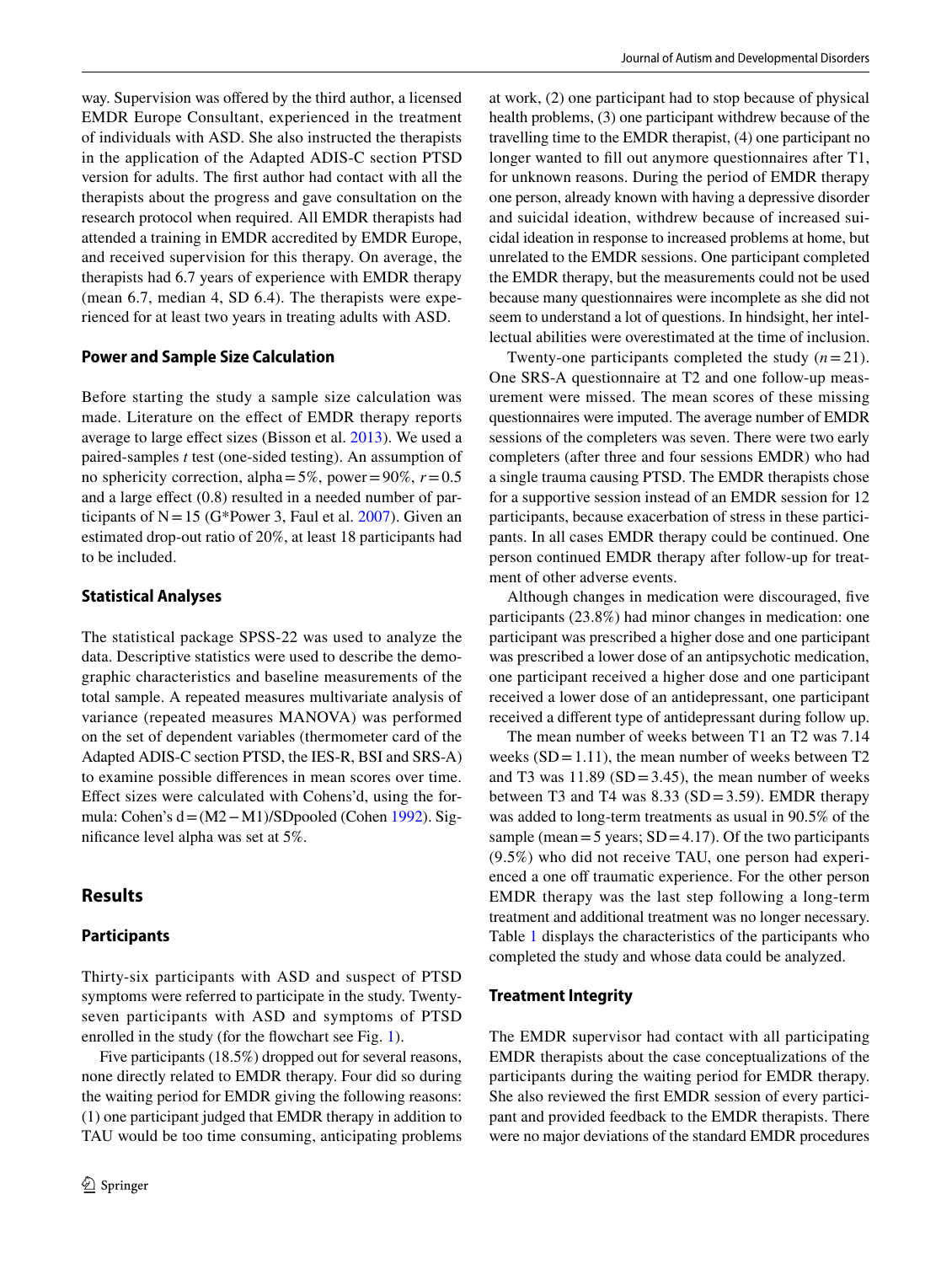way. Supervision was offered by the third author, a licensed EMDR Europe Consultant, experienced in the treatment of individuals with ASD. She also instructed the therapists in the application of the Adapted ADIS-C section PTSD version for adults. The first author had contact with all the therapists about the progress and gave consultation on the research protocol when required. All EMDR therapists had attended a training in EMDR accredited by EMDR Europe, and received supervision for this therapy. On average, the therapists had 6.7 years of experience with EMDR therapy (mean 6.7, median 4, SD 6.4). The therapists were experienced for at least two years in treating adults with ASD.

### Power and Sample Size Calculation

Before starting the study a sample size calculation was made. Literature on the effect of EMDR therapy reports average to large effect sizes (Bisson et al. 2013). We used a paired-samples *t* test (one-sided testing). An assumption of no sphericity correction, alpha = 5%, power = 90%, $r = 0.5$ and a large effect (0.8) resulted in a needed number of participants of N = 15 (G*Power 3, Faul et al. 2007). Given an estimated drop-out ratio of 20%, at least 18 participants had to be included.

### Statistical Analyses

The statistical package SPSS-22 was used to analyze the data. Descriptive statistics were used to describe the demographic characteristics and baseline measurements of the total sample. A repeated measures multivariate analysis of variance (repeated measures MANOVA) was performed on the set of dependent variables (thermometer card of the Adapted ADIS-C section PTSD, the IES-R, BSI and SRS-A) to examine possible differences in mean scores over time. Effect sizes were calculated with Cohens'd, using the formula: Cohen's $d = (M2 - M1)/SDpooled$ (Cohen 1992). Significance level alpha was set at 5%.

## Results

### Participants

Thirty-six participants with ASD and suspect of PTSD symptoms were referred to participate in the study. Twenty-seven participants with ASD and symptoms of PTSD enrolled in the study (for the flowchart see Fig. 1).

Five participants (18.5%) dropped out for several reasons, none directly related to EMDR therapy. Four did so during the waiting period for EMDR giving the following reasons: (1) one participant judged that EMDR therapy in addition to TAU would be too time consuming, anticipating problems at work, (2) one participant had to stop because of physical health problems, (3) one participant withdrew because of the travelling time to the EMDR therapist, (4) one participant no longer wanted to fill out anymore questionnaires after T1, for unknown reasons. During the period of EMDR therapy one person, already known with having a depressive disorder and suicidal ideation, withdrew because of increased suicidal ideation in response to increased problems at home, but unrelated to the EMDR sessions. One participant completed the EMDR therapy, but the measurements could not be used because many questionnaires were incomplete as she did not seem to understand a lot of questions. In hindsight, her intellectual abilities were overestimated at the time of inclusion.

Twenty-one participants completed the study ($n = 21$). One SRS-A questionnaire at T2 and one follow-up measurement were missed. The mean scores of these missing questionnaires were imputed. The average number of EMDR sessions of the completers was seven. There were two early completers (after three and four sessions EMDR) who had a single trauma causing PTSD. The EMDR therapists chose for a supportive session instead of an EMDR session for 12 participants, because exacerbation of stress in these participants. In all cases EMDR therapy could be continued. One person continued EMDR therapy after follow-up for treatment of other adverse events.

Although changes in medication were discouraged, five participants (23.8%) had minor changes in medication: one participant was prescribed a higher dose and one participant was prescribed a lower dose of an antipsychotic medication, one participant received a higher dose and one participant received a lower dose of an antidepressant, one participant received a different type of antidepressant during follow up.

The mean number of weeks between T1 an T2 was 7.14 weeks (SD = 1.11), the mean number of weeks between T2 and T3 was 11.89 (SD = 3.45), the mean number of weeks between T3 and T4 was 8.33 (SD = 3.59). EMDR therapy was added to long-term treatments as usual in 90.5% of the sample (mean = 5 years; SD = 4.17). Of the two participants (9.5%) who did not receive TAU, one person had experienced a one off traumatic experience. For the other person EMDR therapy was the last step following a long-term treatment and additional treatment was no longer necessary. Table 1 displays the characteristics of the participants who completed the study and whose data could be analyzed.

### Treatment Integrity

The EMDR supervisor had contact with all participating EMDR therapists about the case conceptualizations of the participants during the waiting period for EMDR therapy. She also reviewed the first EMDR session of every participant and provided feedback to the EMDR therapists. There were no major deviations of the standard EMDR procedures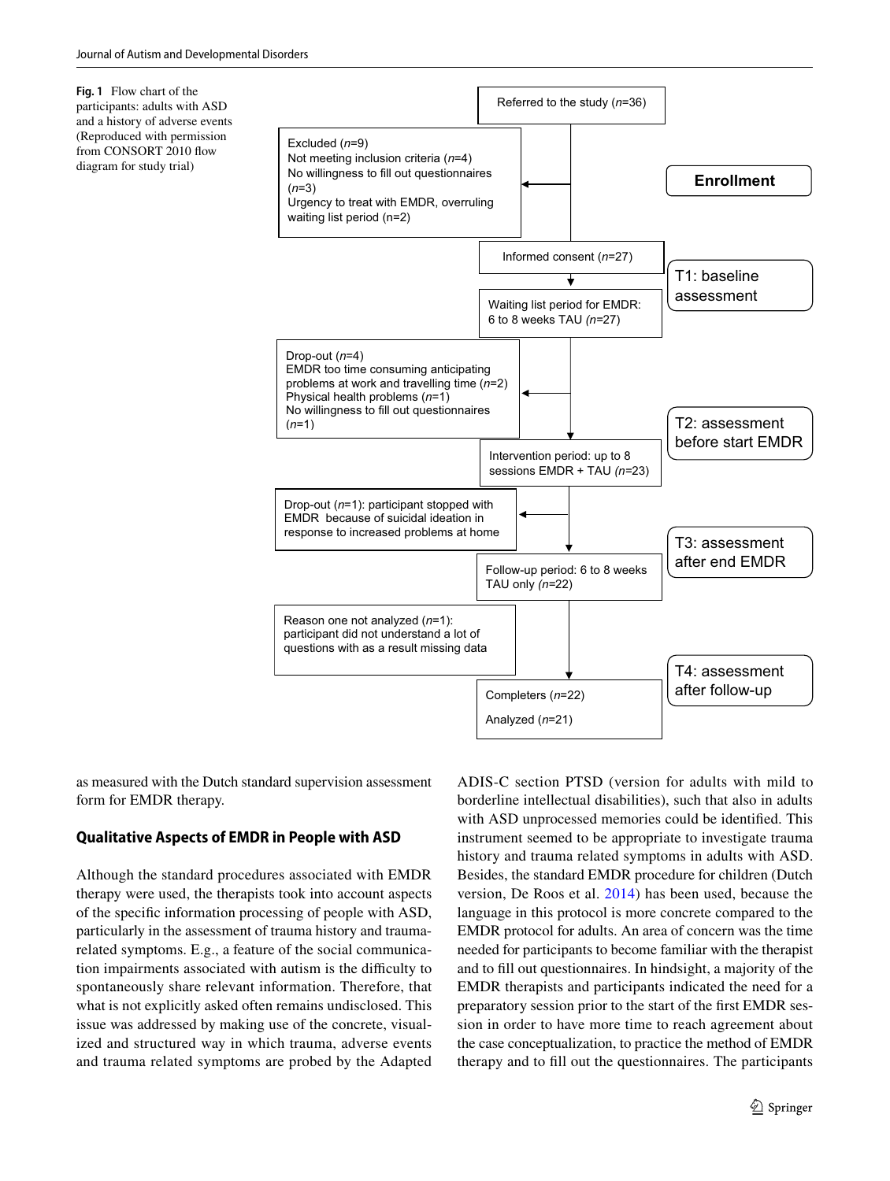**Fig. 1** Flow chart of the participants: adults with ASD and a history of adverse events (Reproduced with permission from CONSORT 2010 flow diagram for study trial)

Referred to the study (*n*=36)

Excluded (*n*=9)
Not meeting inclusion criteria (*n*=4)
No willingness to fill out questionnaires (*n*=3)
Urgency to treat with EMDR, overruling waiting list period (n=2)

**Enrollment**

Informed consent (*n*=27)

T1: baseline assessment

Waiting list period for EMDR: 6 to 8 weeks TAU (*n*=27)

Drop-out (*n*=4)
EMDR too time consuming anticipating problems at work and travelling time (*n*=2)
Physical health problems (*n*=1)
No willingness to fill out questionnaires (*n*=1)

T2: assessment before start EMDR

Intervention period: up to 8 sessions EMDR + TAU (*n*=23)

Drop-out (*n*=1): participant stopped with EMDR because of suicidal ideation in response to increased problems at home

T3: assessment after end EMDR

Follow-up period: 6 to 8 weeks TAU only (*n*=22)

Reason one not analyzed (*n*=1): participant did not understand a lot of questions with as a result missing data

T4: assessment after follow-up

Completers (*n*=22)

Analyzed (*n*=21)

as measured with the Dutch standard supervision assessment form for EMDR therapy.

### Qualitative Aspects of EMDR in People with ASD

Although the standard procedures associated with EMDR therapy were used, the therapists took into account aspects of the specific information processing of people with ASD, particularly in the assessment of trauma history and trauma-related symptoms. E.g., a feature of the social communication impairments associated with autism is the difficulty to spontaneously share relevant information. Therefore, that what is not explicitly asked often remains undisclosed. This issue was addressed by making use of the concrete, visualized and structured way in which trauma, adverse events and trauma related symptoms are probed by the Adapted ADIS-C section PTSD (version for adults with mild to borderline intellectual disabilities), such that also in adults with ASD unprocessed memories could be identified. This instrument seemed to be appropriate to investigate trauma history and trauma related symptoms in adults with ASD. Besides, the standard EMDR procedure for children (Dutch version, De Roos et al. 2014) has been used, because the language in this protocol is more concrete compared to the EMDR protocol for adults. An area of concern was the time needed for participants to become familiar with the therapist and to fill out questionnaires. In hindsight, a majority of the EMDR therapists and participants indicated the need for a preparatory session prior to the start of the first EMDR session in order to have more time to reach agreement about the case conceptualization, to practice the method of EMDR therapy and to fill out the questionnaires. The participants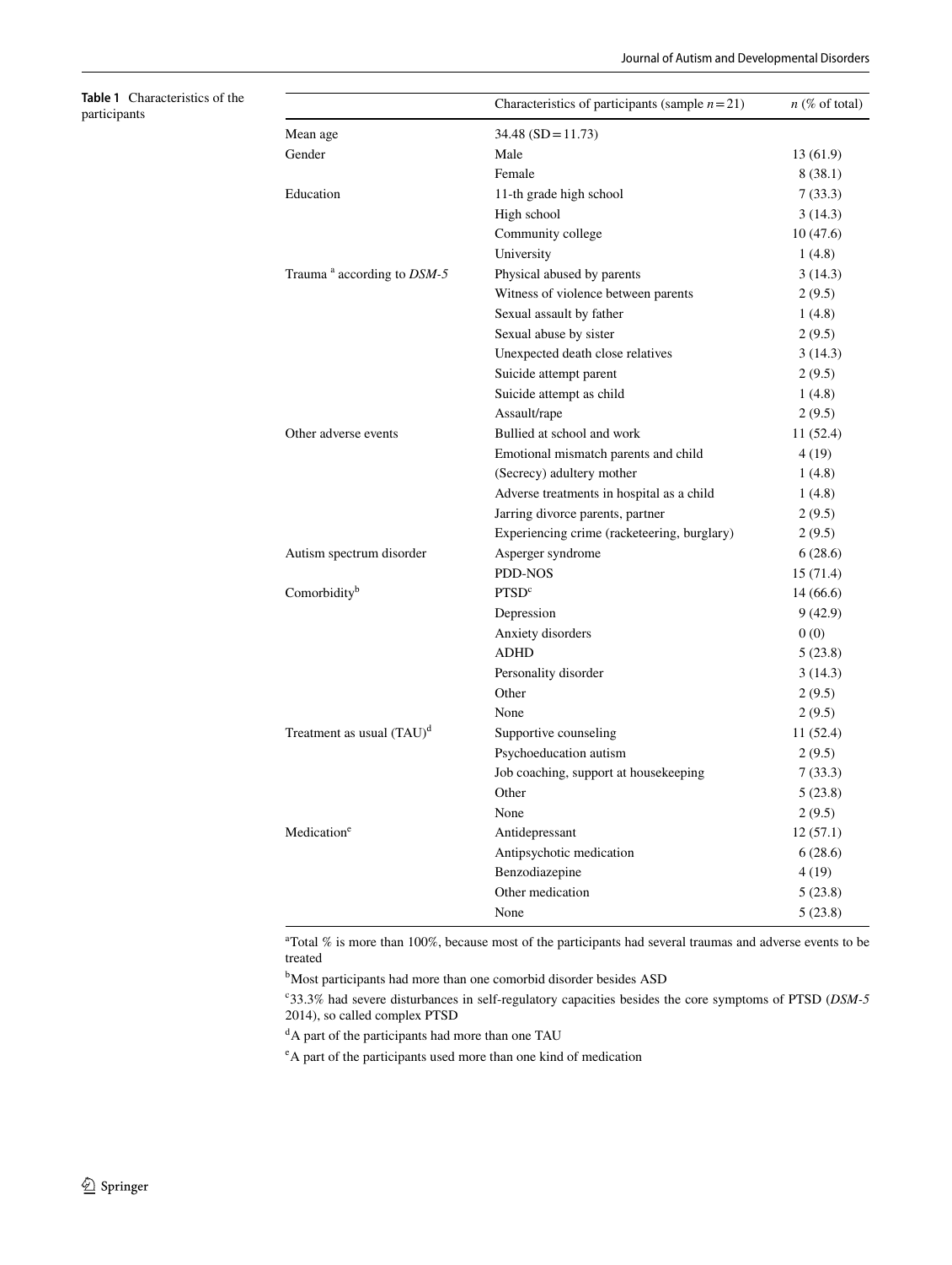**Table 1** Characteristics of the participants

| | Characteristics of participants (sample $n = 21$) | $n$ (% of total) |
|---|---|---|
| Mean age | 34.48 (SD = 11.73) | |
| Gender | Male | 13 (61.9) |
| | Female | 8 (38.1) |
| Education | 11-th grade high school | 7 (33.3) |
| | High school | 3 (14.3) |
| | Community college | 10 (47.6) |
| | University | 1 (4.8) |
| Trauma [a] according to *DSM-5* | Physical abused by parents | 3 (14.3) |
| | Witness of violence between parents | 2 (9.5) |
| | Sexual assault by father | 1 (4.8) |
| | Sexual abuse by sister | 2 (9.5) |
| | Unexpected death close relatives | 3 (14.3) |
| | Suicide attempt parent | 2 (9.5) |
| | Suicide attempt as child | 1 (4.8) |
| | Assault/rape | 2 (9.5) |
| Other adverse events | Bullied at school and work | 11 (52.4) |
| | Emotional mismatch parents and child | 4 (19) |
| | (Secrecy) adultery mother | 1 (4.8) |
| | Adverse treatments in hospital as a child | 1 (4.8) |
| | Jarring divorce parents, partner | 2 (9.5) |
| | Experiencing crime (racketeering, burglary) | 2 (9.5) |
| Autism spectrum disorder | Asperger syndrome | 6 (28.6) |
| | PDD-NOS | 15 (71.4) |
| Comorbidity[b] | PTSD[c] | 14 (66.6) |
| | Depression | 9 (42.9) |
| | Anxiety disorders | 0 (0) |
| | ADHD | 5 (23.8) |
| | Personality disorder | 3 (14.3) |
| | Other | 2 (9.5) |
| | None | 2 (9.5) |
| Treatment as usual (TAU)[d] | Supportive counseling | 11 (52.4) |
| | Psychoeducation autism | 2 (9.5) |
| | Job coaching, support at housekeeping | 7 (33.3) |
| | Other | 5 (23.8) |
| | None | 2 (9.5) |
| Medication[e] | Antidepressant | 12 (57.1) |
| | Antipsychotic medication | 6 (28.6) |
| | Benzodiazepine | 4 (19) |
| | Other medication | 5 (23.8) |
| | None | 5 (23.8) |

[a]Total % is more than 100%, because most of the participants had several traumas and adverse events to be treated

[b]Most participants had more than one comorbid disorder besides ASD

[c]33.3% had severe disturbances in self-regulatory capacities besides the core symptoms of PTSD (*DSM-5* 2014), so called complex PTSD

[d]A part of the participants had more than one TAU

[e]A part of the participants used more than one kind of medication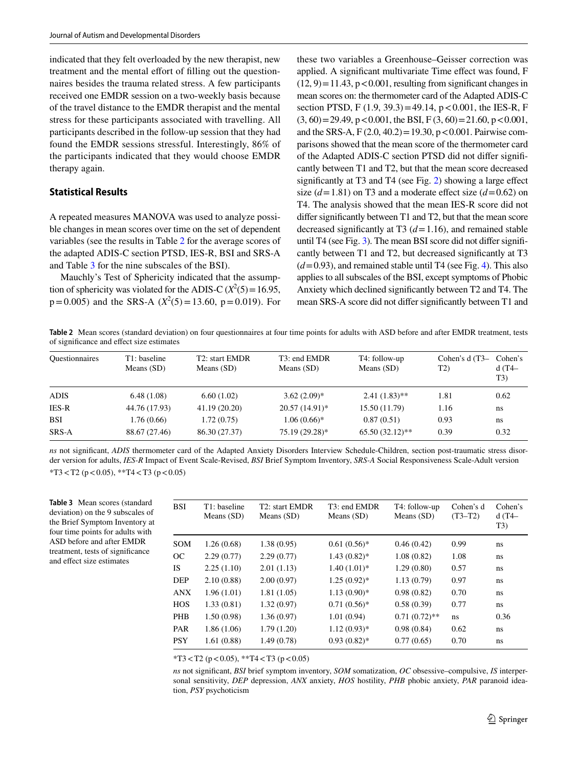indicated that they felt overloaded by the new therapist, new treatment and the mental effort of filling out the questionnaires besides the trauma related stress. A few participants received one EMDR session on a two-weekly basis because of the travel distance to the EMDR therapist and the mental stress for these participants associated with travelling. All participants described in the follow-up session that they had found the EMDR sessions stressful. Interestingly, 86% of the participants indicated that they would choose EMDR therapy again.

### Statistical Results

A repeated measures MANOVA was used to analyze possible changes in mean scores over time on the set of dependent variables (see the results in Table 2 for the average scores of the adapted ADIS-C section PTSD, IES-R, BSI and SRS-A and Table 3 for the nine subscales of the BSI).

Mauchly's Test of Sphericity indicated that the assumption of sphericity was violated for the ADIS-C ($X^2(5) = 16.95$, $p = 0.005$) and the SRS-A ($X^2(5) = 13.60$, $p = 0.019$). For these two variables a Greenhouse–Geisser correction was applied. A significant multivariate Time effect was found, $F(12, 9) = 11.43$, $p < 0.001$, resulting from significant changes in mean scores on: the thermometer card of the Adapted ADIS-C section PTSD, $F(1.9, 39.3) = 49.14$, $p < 0.001$, the IES-R, $F(3, 60) = 29.49$, $p < 0.001$, the BSI, $F(3, 60) = 21.60$, $p < 0.001$, and the SRS-A, $F(2.0, 40.2) = 19.30$, $p < 0.001$. Pairwise comparisons showed that the mean score of the thermometer card of the Adapted ADIS-C section PTSD did not differ significantly between T1 and T2, but that the mean score decreased significantly at T3 and T4 (see Fig. 2) showing a large effect size ($d = 1.81$) on T3 and a moderate effect size ($d = 0.62$) on T4. The analysis showed that the mean IES-R score did not differ significantly between T1 and T2, but that the mean score decreased significantly at T3 ($d = 1.16$), and remained stable until T4 (see Fig. 3). The mean BSI score did not differ significantly between T1 and T2, but decreased significantly at T3 ($d = 0.93$), and remained stable until T4 (see Fig. 4). This also applies to all subscales of the BSI, except symptoms of Phobic Anxiety which declined significantly between T2 and T4. The mean SRS-A score did not differ significantly between T1 and

**Table 2** Mean scores (standard deviation) on four questionnaires at four time points for adults with ASD before and after EMDR treatment, tests of significance and effect size estimates

| Questionnaires | T1: baseline Means (SD) | T2: start EMDR Means (SD) | T3: end EMDR Means (SD) | T4: follow-up Means (SD) | Cohen's d (T3–T2) | Cohen's d (T4–T3) |
|---|---|---|---|---|---|---|
| ADIS | 6.48 (1.08) | 6.60 (1.02) | 3.62 (2.09)* | 2.41 (1.83)** | 1.81 | 0.62 |
| IES-R | 44.76 (17.93) | 41.19 (20.20) | 20.57 (14.91)* | 15.50 (11.79) | 1.16 | ns |
| BSI | 1.76 (0.66) | 1.72 (0.75) | 1.06 (0.66)* | 0.87 (0.51) | 0.93 | ns |
| SRS-A | 88.67 (27.46) | 86.30 (27.37) | 75.19 (29.28)* | 65.50 (32.12)** | 0.39 | 0.32 |

*ns* not significant, *ADIS* thermometer card of the Adapted Anxiety Disorders Interview Schedule-Children, section post-traumatic stress disorder version for adults, *IES-R* Impact of Event Scale-Revised, *BSI* Brief Symptom Inventory, *SRS-A* Social Responsiveness Scale-Adult version

*T3 < T2 ($p < 0.05$), **T4 < T3 ($p < 0.05$)

**Table 3** Mean scores (standard deviation) on the 9 subscales of the Brief Symptom Inventory at four time points for adults with ASD before and after EMDR treatment, tests of significance and effect size estimates

| BSI | T1: baseline Means (SD) | T2: start EMDR Means (SD) | T3: end EMDR Means (SD) | T4: follow-up Means (SD) | Cohen's d (T3–T2) | Cohen's d (T4–T3) |
|---|---|---|---|---|---|---|
| SOM | 1.26 (0.68) | 1.38 (0.95) | 0.61 (0.56)* | 0.46 (0.42) | 0.99 | ns |
| OC | 2.29 (0.77) | 2.29 (0.77) | 1.43 (0.82)* | 1.08 (0.82) | 1.08 | ns |
| IS | 2.25 (1.10) | 2.01 (1.13) | 1.40 (1.01)* | 1.29 (0.80) | 0.57 | ns |
| DEP | 2.10 (0.88) | 2.00 (0.97) | 1.25 (0.92)* | 1.13 (0.79) | 0.97 | ns |
| ANX | 1.96 (1.01) | 1.81 (1.05) | 1.13 (0.90)* | 0.98 (0.82) | 0.70 | ns |
| HOS | 1.33 (0.81) | 1.32 (0.97) | 0.71 (0.56)* | 0.58 (0.39) | 0.77 | ns |
| PHB | 1.50 (0.98) | 1.36 (0.97) | 1.01 (0.94) | 0.71 (0.72)** | ns | 0.36 |
| PAR | 1.86 (1.06) | 1.79 (1.20) | 1.12 (0.93)* | 0.98 (0.84) | 0.62 | ns |
| PSY | 1.61 (0.88) | 1.49 (0.78) | 0.93 (0.82)* | 0.77 (0.65) | 0.70 | ns |

*T3 < T2 ($p < 0.05$), **T4 < T3 ($p < 0.05$)

*ns* not significant, *BSI* brief symptom inventory, *SOM* somatization, *OC* obsessive–compulsive, *IS* interpersonal sensitivity, *DEP* depression, *ANX* anxiety, *HOS* hostility, *PHB* phobic anxiety, *PAR* paranoid ideation, *PSY* psychoticism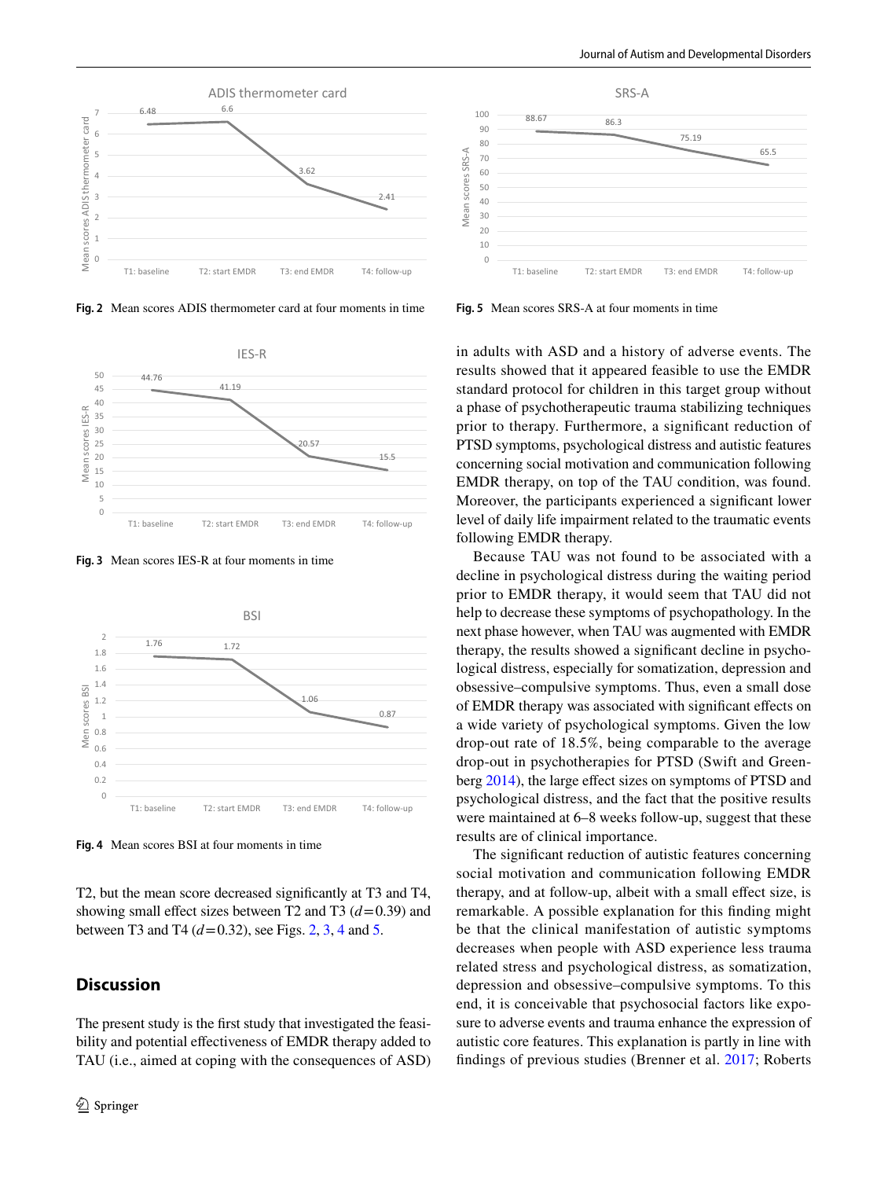Fig. 2 Mean scores ADIS thermometer card at four moments in time

Fig. 5 Mean scores SRS-A at four moments in time

Fig. 3 Mean scores IES-R at four moments in time

Fig. 4 Mean scores BSI at four moments in time

T2, but the mean score decreased significantly at T3 and T4, showing small effect sizes between T2 and T3 ($d$=0.39) and between T3 and T4 ($d$=0.32), see Figs. 2, 3, 4 and 5.

## Discussion

The present study is the first study that investigated the feasibility and potential effectiveness of EMDR therapy added to TAU (i.e., aimed at coping with the consequences of ASD) in adults with ASD and a history of adverse events. The results showed that it appeared feasible to use the EMDR standard protocol for children in this target group without a phase of psychotherapeutic trauma stabilizing techniques prior to therapy. Furthermore, a significant reduction of PTSD symptoms, psychological distress and autistic features concerning social motivation and communication following EMDR therapy, on top of the TAU condition, was found. Moreover, the participants experienced a significant lower level of daily life impairment related to the traumatic events following EMDR therapy.

Because TAU was not found to be associated with a decline in psychological distress during the waiting period prior to EMDR therapy, it would seem that TAU did not help to decrease these symptoms of psychopathology. In the next phase however, when TAU was augmented with EMDR therapy, the results showed a significant decline in psychological distress, especially for somatization, depression and obsessive–compulsive symptoms. Thus, even a small dose of EMDR therapy was associated with significant effects on a wide variety of psychological symptoms. Given the low drop-out rate of 18.5%, being comparable to the average drop-out in psychotherapies for PTSD (Swift and Greenberg 2014), the large effect sizes on symptoms of PTSD and psychological distress, and the fact that the positive results were maintained at 6–8 weeks follow-up, suggest that these results are of clinical importance.

The significant reduction of autistic features concerning social motivation and communication following EMDR therapy, and at follow-up, albeit with a small effect size, is remarkable. A possible explanation for this finding might be that the clinical manifestation of autistic symptoms decreases when people with ASD experience less trauma related stress and psychological distress, as somatization, depression and obsessive–compulsive symptoms. To this end, it is conceivable that psychosocial factors like exposure to adverse events and trauma enhance the expression of autistic core features. This explanation is partly in line with findings of previous studies (Brenner et al. 2017; Roberts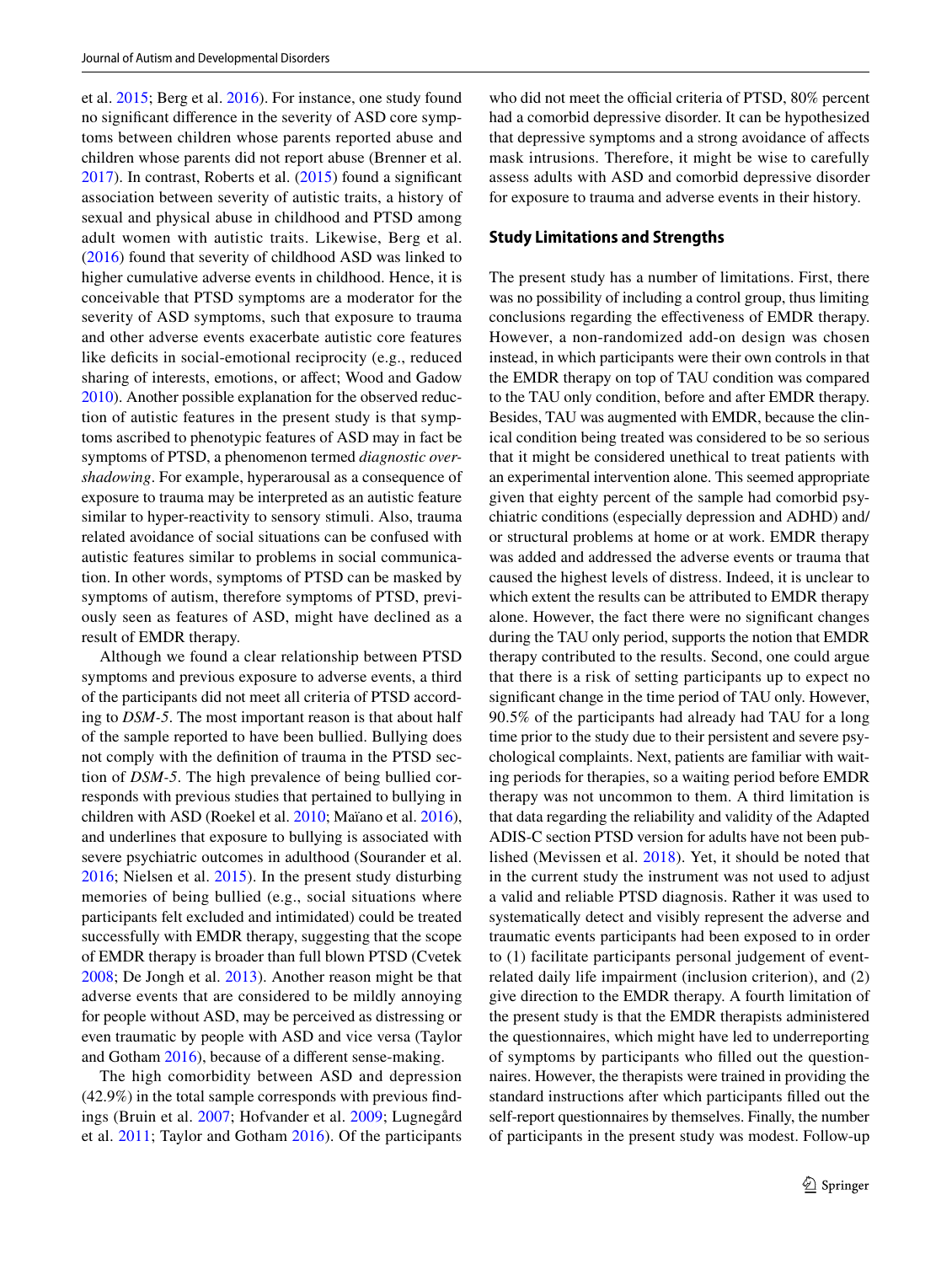et al. 2015; Berg et al. 2016). For instance, one study found no significant difference in the severity of ASD core symptoms between children whose parents reported abuse and children whose parents did not report abuse (Brenner et al. 2017). In contrast, Roberts et al. (2015) found a significant association between severity of autistic traits, a history of sexual and physical abuse in childhood and PTSD among adult women with autistic traits. Likewise, Berg et al. (2016) found that severity of childhood ASD was linked to higher cumulative adverse events in childhood. Hence, it is conceivable that PTSD symptoms are a moderator for the severity of ASD symptoms, such that exposure to trauma and other adverse events exacerbate autistic core features like deficits in social-emotional reciprocity (e.g., reduced sharing of interests, emotions, or affect; Wood and Gadow 2010). Another possible explanation for the observed reduction of autistic features in the present study is that symptoms ascribed to phenotypic features of ASD may in fact be symptoms of PTSD, a phenomenon termed *diagnostic overshadowing*. For example, hyperarousal as a consequence of exposure to trauma may be interpreted as an autistic feature similar to hyper-reactivity to sensory stimuli. Also, trauma related avoidance of social situations can be confused with autistic features similar to problems in social communication. In other words, symptoms of PTSD can be masked by symptoms of autism, therefore symptoms of PTSD, previously seen as features of ASD, might have declined as a result of EMDR therapy.

Although we found a clear relationship between PTSD symptoms and previous exposure to adverse events, a third of the participants did not meet all criteria of PTSD according to *DSM-5*. The most important reason is that about half of the sample reported to have been bullied. Bullying does not comply with the definition of trauma in the PTSD section of *DSM-5*. The high prevalence of being bullied corresponds with previous studies that pertained to bullying in children with ASD (Roekel et al. 2010; Maïano et al. 2016), and underlines that exposure to bullying is associated with severe psychiatric outcomes in adulthood (Sourander et al. 2016; Nielsen et al. 2015). In the present study disturbing memories of being bullied (e.g., social situations where participants felt excluded and intimidated) could be treated successfully with EMDR therapy, suggesting that the scope of EMDR therapy is broader than full blown PTSD (Cvetek 2008; De Jongh et al. 2013). Another reason might be that adverse events that are considered to be mildly annoying for people without ASD, may be perceived as distressing or even traumatic by people with ASD and vice versa (Taylor and Gotham 2016), because of a different sense-making.

The high comorbidity between ASD and depression (42.9%) in the total sample corresponds with previous findings (Bruin et al. 2007; Hofvander et al. 2009; Lugnegård et al. 2011; Taylor and Gotham 2016). Of the participants who did not meet the official criteria of PTSD, 80% percent had a comorbid depressive disorder. It can be hypothesized that depressive symptoms and a strong avoidance of affects mask intrusions. Therefore, it might be wise to carefully assess adults with ASD and comorbid depressive disorder for exposure to trauma and adverse events in their history.

### Study Limitations and Strengths

The present study has a number of limitations. First, there was no possibility of including a control group, thus limiting conclusions regarding the effectiveness of EMDR therapy. However, a non-randomized add-on design was chosen instead, in which participants were their own controls in that the EMDR therapy on top of TAU condition was compared to the TAU only condition, before and after EMDR therapy. Besides, TAU was augmented with EMDR, because the clinical condition being treated was considered to be so serious that it might be considered unethical to treat patients with an experimental intervention alone. This seemed appropriate given that eighty percent of the sample had comorbid psychiatric conditions (especially depression and ADHD) and/or structural problems at home or at work. EMDR therapy was added and addressed the adverse events or trauma that caused the highest levels of distress. Indeed, it is unclear to which extent the results can be attributed to EMDR therapy alone. However, the fact there were no significant changes during the TAU only period, supports the notion that EMDR therapy contributed to the results. Second, one could argue that there is a risk of setting participants up to expect no significant change in the time period of TAU only. However, 90.5% of the participants had already had TAU for a long time prior to the study due to their persistent and severe psychological complaints. Next, patients are familiar with waiting periods for therapies, so a waiting period before EMDR therapy was not uncommon to them. A third limitation is that data regarding the reliability and validity of the Adapted ADIS-C section PTSD version for adults have not been published (Mevissen et al. 2018). Yet, it should be noted that in the current study the instrument was not used to adjust a valid and reliable PTSD diagnosis. Rather it was used to systematically detect and visibly represent the adverse and traumatic events participants had been exposed to in order to (1) facilitate participants personal judgement of event-related daily life impairment (inclusion criterion), and (2) give direction to the EMDR therapy. A fourth limitation of the present study is that the EMDR therapists administered the questionnaires, which might have led to underreporting of symptoms by participants who filled out the questionnaires. However, the therapists were trained in providing the standard instructions after which participants filled out the self-report questionnaires by themselves. Finally, the number of participants in the present study was modest. Follow-up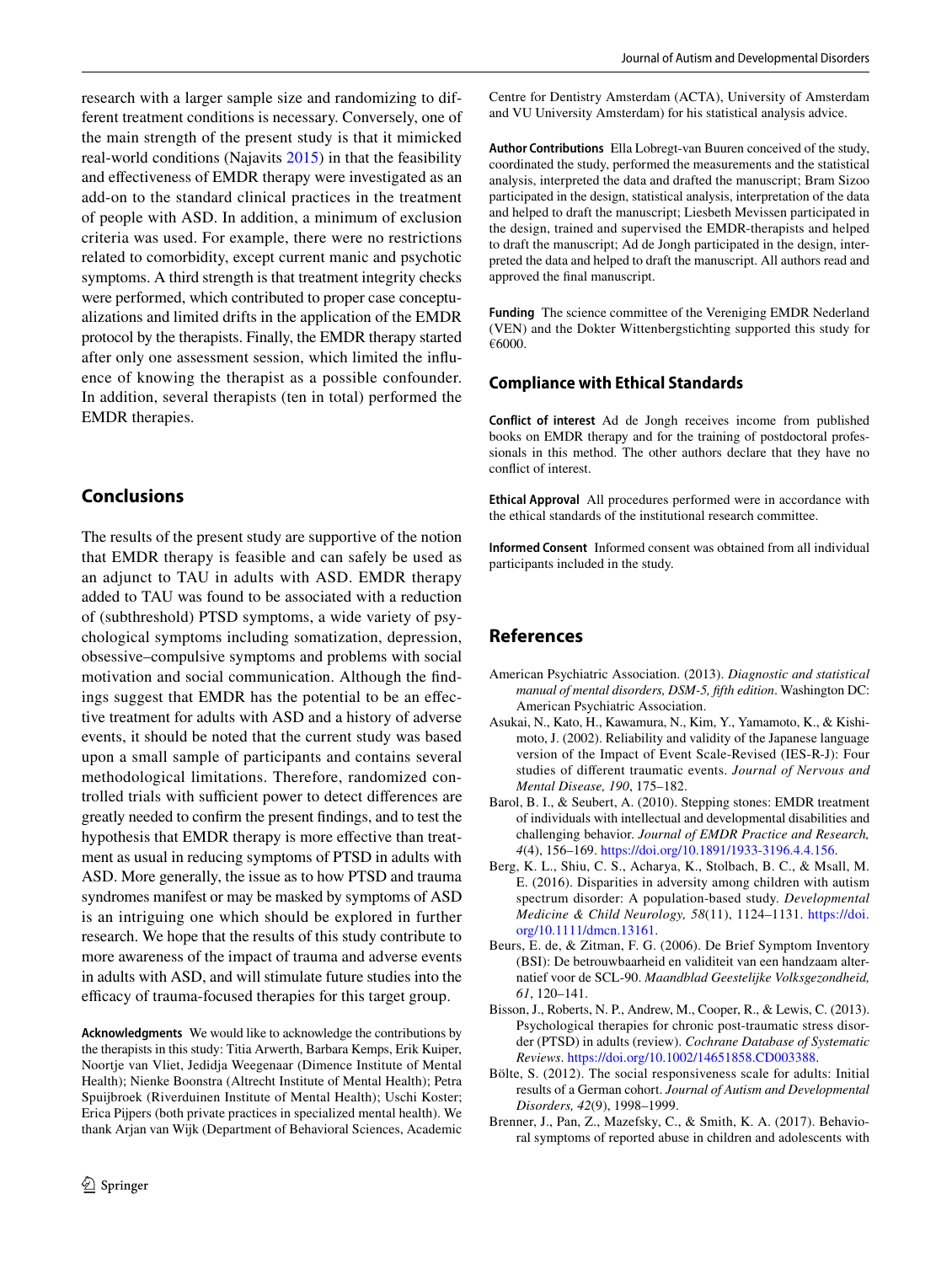research with a larger sample size and randomizing to different treatment conditions is necessary. Conversely, one of the main strength of the present study is that it mimicked real-world conditions (Najavits 2015) in that the feasibility and effectiveness of EMDR therapy were investigated as an add-on to the standard clinical practices in the treatment of people with ASD. In addition, a minimum of exclusion criteria was used. For example, there were no restrictions related to comorbidity, except current manic and psychotic symptoms. A third strength is that treatment integrity checks were performed, which contributed to proper case conceptualizations and limited drifts in the application of the EMDR protocol by the therapists. Finally, the EMDR therapy started after only one assessment session, which limited the influence of knowing the therapist as a possible confounder. In addition, several therapists (ten in total) performed the EMDR therapies.

## Conclusions

The results of the present study are supportive of the notion that EMDR therapy is feasible and can safely be used as an adjunct to TAU in adults with ASD. EMDR therapy added to TAU was found to be associated with a reduction of (subthreshold) PTSD symptoms, a wide variety of psychological symptoms including somatization, depression, obsessive–compulsive symptoms and problems with social motivation and social communication. Although the findings suggest that EMDR has the potential to be an effective treatment for adults with ASD and a history of adverse events, it should be noted that the current study was based upon a small sample of participants and contains several methodological limitations. Therefore, randomized controlled trials with sufficient power to detect differences are greatly needed to confirm the present findings, and to test the hypothesis that EMDR therapy is more effective than treatment as usual in reducing symptoms of PTSD in adults with ASD. More generally, the issue as to how PTSD and trauma syndromes manifest or may be masked by symptoms of ASD is an intriguing one which should be explored in further research. We hope that the results of this study contribute to more awareness of the impact of trauma and adverse events in adults with ASD, and will stimulate future studies into the efficacy of trauma-focused therapies for this target group.

**Acknowledgments** We would like to acknowledge the contributions by the therapists in this study: Titia Arwerth, Barbara Kemps, Erik Kuiper, Noortje van Vliet, Jedidja Weegenaar (Dimence Institute of Mental Health); Nienke Boonstra (Altrecht Institute of Mental Health); Petra Spuijbroek (Riverduinen Institute of Mental Health); Uschi Koster; Erica Pijpers (both private practices in specialized mental health). We thank Arjan van Wijk (Department of Behavioral Sciences, Academic Centre for Dentistry Amsterdam (ACTA), University of Amsterdam and VU University Amsterdam) for his statistical analysis advice.

**Author Contributions** Ella Lobregt-van Buuren conceived of the study, coordinated the study, performed the measurements and the statistical analysis, interpreted the data and drafted the manuscript; Bram Sizoo participated in the design, statistical analysis, interpretation of the data and helped to draft the manuscript; Liesbeth Mevissen participated in the design, trained and supervised the EMDR-therapists and helped to draft the manuscript; Ad de Jongh participated in the design, interpreted the data and helped to draft the manuscript. All authors read and approved the final manuscript.

**Funding** The science committee of the Vereniging EMDR Nederland (VEN) and the Dokter Wittenbergstichting supported this study for €6000.

### Compliance with Ethical Standards

**Conflict of interest** Ad de Jongh receives income from published books on EMDR therapy and for the training of postdoctoral professionals in this method. The other authors declare that they have no conflict of interest.

**Ethical Approval** All procedures performed were in accordance with the ethical standards of the institutional research committee.

**Informed Consent** Informed consent was obtained from all individual participants included in the study.

## References

American Psychiatric Association. (2013). *Diagnostic and statistical manual of mental disorders, DSM-5, fifth edition*. Washington DC: American Psychiatric Association.

Asukai, N., Kato, H., Kawamura, N., Kim, Y., Yamamoto, K., & Kishimoto, J. (2002). Reliability and validity of the Japanese language version of the Impact of Event Scale-Revised (IES-R-J): Four studies of different traumatic events. *Journal of Nervous and Mental Disease, 190*, 175–182.

Barol, B. I., & Seubert, A. (2010). Stepping stones: EMDR treatment of individuals with intellectual and developmental disabilities and challenging behavior. *Journal of EMDR Practice and Research, 4*(4), 156–169. https://doi.org/10.1891/1933-3196.4.4.156.

Berg, K. L., Shiu, C. S., Acharya, K., Stolbach, B. C., & Msall, M. E. (2016). Disparities in adversity among children with autism spectrum disorder: A population-based study. *Developmental Medicine & Child Neurology, 58*(11), 1124–1131. https://doi.org/10.1111/dmcn.13161.

Beurs, E. de, & Zitman, F. G. (2006). De Brief Symptom Inventory (BSI): De betrouwbaarheid en validiteit van een handzaam alternatief voor de SCL-90. *Maandblad Geestelijke Volksgezondheid, 61*, 120–141.

Bisson, J., Roberts, N. P., Andrew, M., Cooper, R., & Lewis, C. (2013). Psychological therapies for chronic post-traumatic stress disorder (PTSD) in adults (review). *Cochrane Database of Systematic Reviews*. https://doi.org/10.1002/14651858.CD003388.

Bölte, S. (2012). The social responsiveness scale for adults: Initial results of a German cohort. *Journal of Autism and Developmental Disorders, 42*(9), 1998–1999.

Brenner, J., Pan, Z., Mazefsky, C., & Smith, K. A. (2017). Behavioral symptoms of reported abuse in children and adolescents with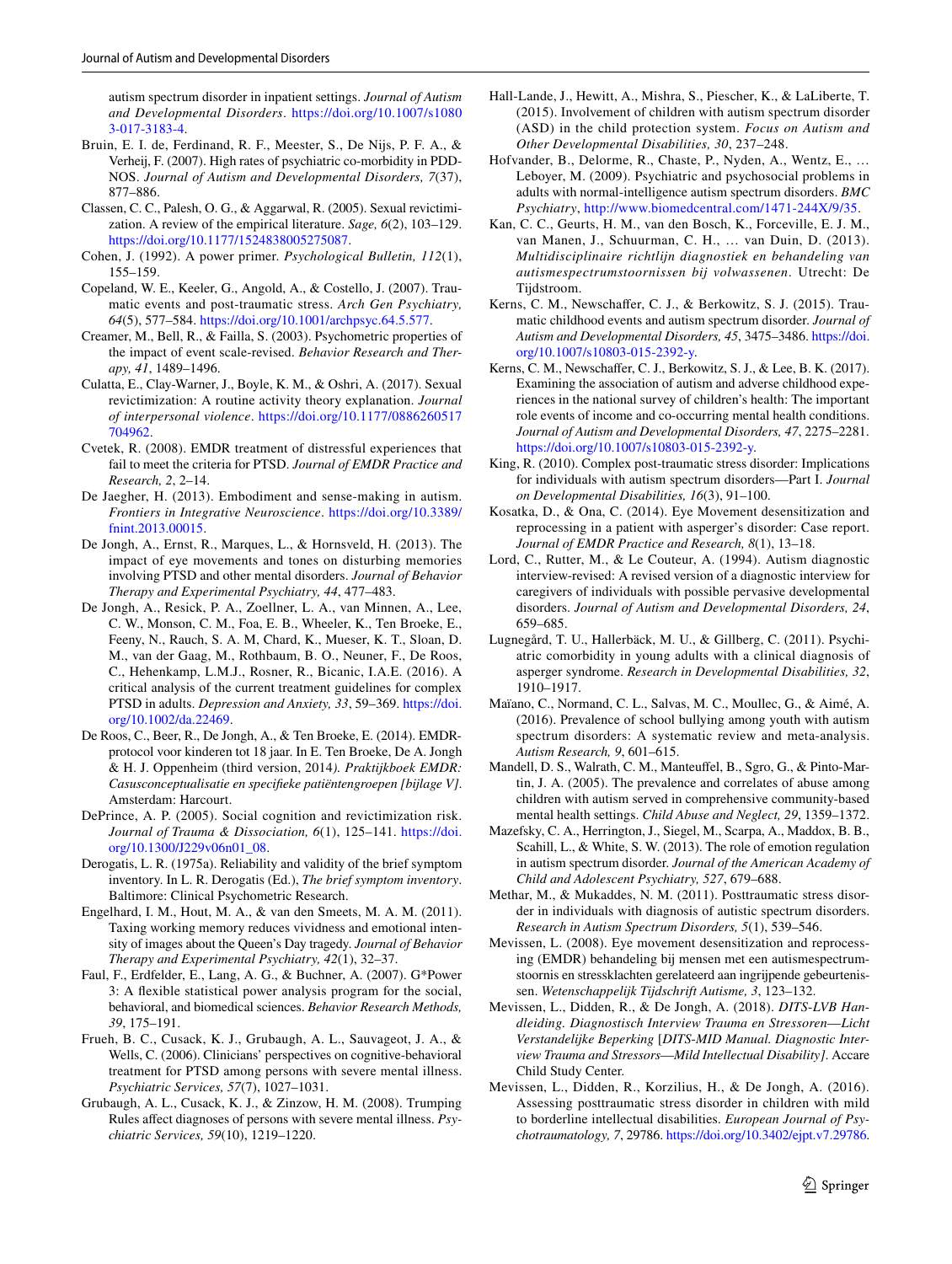autism spectrum disorder in inpatient settings. *Journal of Autism and Developmental Disorders*. https://doi.org/10.1007/s10803-017-3183-4.

Bruin, E. I. de, Ferdinand, R. F., Meester, S., De Nijs, P. F. A., & Verheij, F. (2007). High rates of psychiatric co-morbidity in PDD-NOS. *Journal of Autism and Developmental Disorders, 7*(37), 877–886.

Classen, C. C., Palesh, O. G., & Aggarwal, R. (2005). Sexual revictimization. A review of the empirical literature. *Sage, 6*(2), 103–129. https://doi.org/10.1177/1524838005275087.

Cohen, J. (1992). A power primer. *Psychological Bulletin, 112*(1), 155–159.

Copeland, W. E., Keeler, G., Angold, A., & Costello, J. (2007). Traumatic events and post-traumatic stress. *Arch Gen Psychiatry, 64*(5), 577–584. https://doi.org/10.1001/archpsyc.64.5.577.

Creamer, M., Bell, R., & Failla, S. (2003). Psychometric properties of the impact of event scale-revised. *Behavior Research and Therapy, 41*, 1489–1496.

Culatta, E., Clay-Warner, J., Boyle, K. M., & Oshri, A. (2017). Sexual revictimization: A routine activity theory explanation. *Journal of interpersonal violence*. https://doi.org/10.1177/0886260517704962.

Cvetek, R. (2008). EMDR treatment of distressful experiences that fail to meet the criteria for PTSD. *Journal of EMDR Practice and Research, 2*, 2–14.

De Jaegher, H. (2013). Embodiment and sense-making in autism. *Frontiers in Integrative Neuroscience*. https://doi.org/10.3389/fnint.2013.00015.

De Jongh, A., Ernst, R., Marques, L., & Hornsveld, H. (2013). The impact of eye movements and tones on disturbing memories involving PTSD and other mental disorders. *Journal of Behavior Therapy and Experimental Psychiatry, 44*, 477–483.

De Jongh, A., Resick, P. A., Zoellner, L. A., van Minnen, A., Lee, C. W., Monson, C. M, Foa, E. B., Wheeler, K., Ten Broeke, E., Feeny, N., Rauch, S. A. M, Chard, K., Mueser, K. T., Sloan, D. M., van der Gaag, M., Rothbaum, B. O., Neuner, F., De Roos, C., Hehenkamp, L.M.J., Rosner, R., Bicanic, I.A.E. (2016). A critical analysis of the current treatment guidelines for complex PTSD in adults. *Depression and Anxiety, 33*, 59–369. https://doi.org/10.1002/da.22469.

De Roos, C., Beer, R., De Jongh, A., & Ten Broeke, E. (2014). EMDR-protocol voor kinderen tot 18 jaar. In E. Ten Broeke, De A. Jongh & H. J. Oppenheim (third version, 2014*). Praktijkboek EMDR: Casusconceptualisatie en specifieke patiëntengroepen [bijlage V]*. Amsterdam: Harcourt.

DePrince, A. P. (2005). Social cognition and revictimization risk. *Journal of Trauma & Dissociation, 6*(1), 125–141. https://doi.org/10.1300/J229v06n01_08.

Derogatis, L. R. (1975a). Reliability and validity of the brief symptom inventory. In L. R. Derogatis (Ed.), *The brief symptom inventory*. Baltimore: Clinical Psychometric Research.

Engelhard, I. M., Hout, M. A., & van den Smeets, M. A. M. (2011). Taxing working memory reduces vividness and emotional intensity of images about the Queen's Day tragedy. *Journal of Behavior Therapy and Experimental Psychiatry, 42*(1), 32–37.

Faul, F., Erdfelder, E., Lang, A. G., & Buchner, A. (2007). G*Power 3: A flexible statistical power analysis program for the social, behavioral, and biomedical sciences. *Behavior Research Methods, 39*, 175–191.

Frueh, B. C., Cusack, K. J., Grubaugh, A. L., Sauvageot, J. A., & Wells, C. (2006). Clinicians' perspectives on cognitive-behavioral treatment for PTSD among persons with severe mental illness. *Psychiatric Services, 57*(7), 1027–1031.

Grubaugh, A. L., Cusack, K. J., & Zinzow, H. M. (2008). Trumping Rules affect diagnoses of persons with severe mental illness. *Psychiatric Services, 59*(10), 1219–1220.

Hall-Lande, J., Hewitt, A., Mishra, S., Piescher, K., & LaLiberte, T. (2015). Involvement of children with autism spectrum disorder (ASD) in the child protection system. *Focus on Autism and Other Developmental Disabilities, 30*, 237–248.

Hofvander, B., Delorme, R., Chaste, P., Nyden, A., Wentz, E., … Leboyer, M. (2009). Psychiatric and psychosocial problems in adults with normal-intelligence autism spectrum disorders. *BMC Psychiatry*, http://www.biomedcentral.com/1471-244X/9/35.

Kan, C. C., Geurts, H. M., van den Bosch, K., Forceville, E. J. M., van Manen, J., Schuurman, C. H., … van Duin, D. (2013). *Multidisciplinaire richtlijn diagnostiek en behandeling van autismespectrumstoornissen bij volwassenen*. Utrecht: De Tijdstroom.

Kerns, C. M., Newschaffer, C. J., & Berkowitz, S. J. (2015). Traumatic childhood events and autism spectrum disorder. *Journal of Autism and Developmental Disorders, 45*, 3475–3486. https://doi.org/10.1007/s10803-015-2392-y.

Kerns, C. M., Newschaffer, C. J., Berkowitz, S. J., & Lee, B. K. (2017). Examining the association of autism and adverse childhood experiences in the national survey of children's health: The important role events of income and co-occurring mental health conditions. *Journal of Autism and Developmental Disorders, 47*, 2275–2281. https://doi.org/10.1007/s10803-015-2392-y.

King, R. (2010). Complex post-traumatic stress disorder: Implications for individuals with autism spectrum disorders—Part I. *Journal on Developmental Disabilities, 16*(3), 91–100.

Kosatka, D., & Ona, C. (2014). Eye Movement desensitization and reprocessing in a patient with asperger's disorder: Case report. *Journal of EMDR Practice and Research, 8*(1), 13–18.

Lord, C., Rutter, M., & Le Couteur, A. (1994). Autism diagnostic interview-revised: A revised version of a diagnostic interview for caregivers of individuals with possible pervasive developmental disorders. *Journal of Autism and Developmental Disorders, 24*, 659–685.

Lugnegård, T. U., Hallerbäck, M. U., & Gillberg, C. (2011). Psychiatric comorbidity in young adults with a clinical diagnosis of asperger syndrome. *Research in Developmental Disabilities, 32*, 1910–1917.

Maïano, C., Normand, C. L., Salvas, M. C., Moullec, G., & Aimé, A. (2016). Prevalence of school bullying among youth with autism spectrum disorders: A systematic review and meta-analysis. *Autism Research, 9*, 601–615.

Mandell, D. S., Walrath, C. M., Manteuffel, B., Sgro, G., & Pinto-Martin, J. A. (2005). The prevalence and correlates of abuse among children with autism served in comprehensive community-based mental health settings. *Child Abuse and Neglect, 29*, 1359–1372.

Mazefsky, C. A., Herrington, J., Siegel, M., Scarpa, A., Maddox, B. B., Scahill, L., & White, S. W. (2013). The role of emotion regulation in autism spectrum disorder. *Journal of the American Academy of Child and Adolescent Psychiatry, 527*, 679–688.

Methar, M., & Mukaddes, N. M. (2011). Posttraumatic stress disorder in individuals with diagnosis of autistic spectrum disorders. *Research in Autism Spectrum Disorders, 5*(1), 539–546.

Mevissen, L. (2008). Eye movement desensitization and reprocessing (EMDR) behandeling bij mensen met een autismespectrumstoornis en stressklachten gerelateerd aan ingrijpende gebeurtenissen. *Wetenschappelijk Tijdschrift Autisme, 3*, 123–132.

Mevissen, L., Didden, R., & De Jongh, A. (2018). *DITS-LVB Handleiding. Diagnostisch Interview Trauma en Stressoren—Licht Verstandelijke Beperking* [*DITS-MID Manual. Diagnostic Interview Trauma and Stressors—Mild Intellectual Disability]*. Accare Child Study Center.

Mevissen, L., Didden, R., Korzilius, H., & De Jongh, A. (2016). Assessing posttraumatic stress disorder in children with mild to borderline intellectual disabilities. *European Journal of Psychotraumatology, 7*, 29786. https://doi.org/10.3402/ejpt.v7.29786.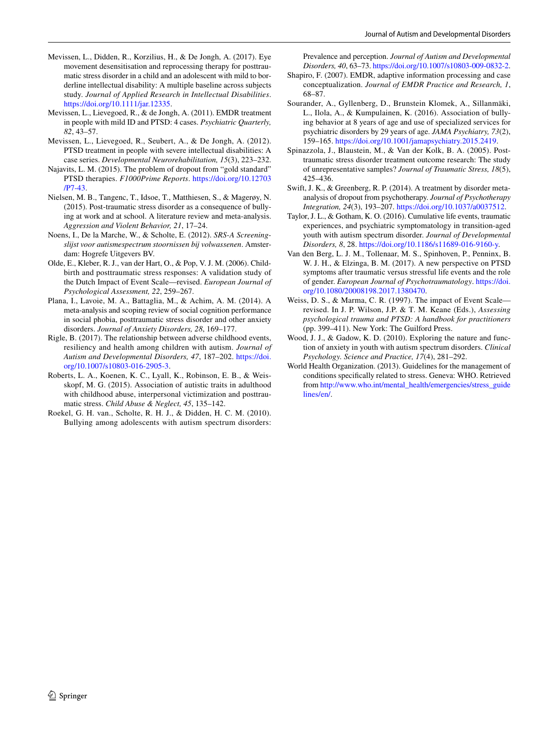Mevissen, L., Didden, R., Korzilius, H., & De Jongh, A. (2017). Eye movement desensitisation and reprocessing therapy for posttraumatic stress disorder in a child and an adolescent with mild to borderline intellectual disability: A multiple baseline across subjects study. *Journal of Applied Research in Intellectual Disabilities*. https://doi.org/10.1111/jar.12335.

Mevissen, L., Lievegoed, R., & de Jongh, A. (2011). EMDR treatment in people with mild ID and PTSD: 4 cases. *Psychiatric Quarterly, 82*, 43–57.

Mevissen, L., Lievegoed, R., Seubert, A., & De Jongh, A. (2012). PTSD treatment in people with severe intellectual disabilities: A case series. *Developmental Neurorehabilitation, 15*(3), 223–232.

Najavits, L. M. (2015). The problem of dropout from "gold standard" PTSD therapies. *F1000Prime Reports*. https://doi.org/10.12703/P7-43.

Nielsen, M. B., Tangenc, T., Idsoe, T., Matthiesen, S., & Magerøy, N. (2015). Post-traumatic stress disorder as a consequence of bullying at work and at school. A literature review and meta-analysis. *Aggression and Violent Behavior, 21*, 17–24.

Noens, I., De la Marche, W., & Scholte, E. (2012). *SRS-A Screeningslijst voor autismespectrum stoornissen bij volwassenen*. Amsterdam: Hogrefe Uitgevers BV.

Olde, E., Kleber, R. J., van der Hart, O., & Pop, V. J. M. (2006). Childbirth and posttraumatic stress responses: A validation study of the Dutch Impact of Event Scale—revised. *European Journal of Psychological Assessment, 22*, 259–267.

Plana, I., Lavoie, M. A., Battaglia, M., & Achim, A. M. (2014). A meta-analysis and scoping review of social cognition performance in social phobia, posttraumatic stress disorder and other anxiety disorders. *Journal of Anxiety Disorders, 28*, 169–177.

Rigle, B. (2017). The relationship between adverse childhood events, resiliency and health among children with autism. *Journal of Autism and Developmental Disorders, 47*, 187–202. https://doi.org/10.1007/s10803-016-2905-3.

Roberts, L. A., Koenen, K. C., Lyall, K., Robinson, E. B., & Weisskopf, M. G. (2015). Association of autistic traits in adulthood with childhood abuse, interpersonal victimization and posttraumatic stress. *Child Abuse & Neglect, 45*, 135–142.

Roekel, G. H. van., Scholte, R. H. J., & Didden, H. C. M. (2010). Bullying among adolescents with autism spectrum disorders: Prevalence and perception. *Journal of Autism and Developmental Disorders, 40*, 63–73. https://doi.org/10.1007/s10803-009-0832-2.

Shapiro, F. (2007). EMDR, adaptive information processing and case conceptualization. *Journal of EMDR Practice and Research, 1*, 68–87.

Sourander, A., Gyllenberg, D., Brunstein Klomek, A., Sillanmäki, L., Ilola, A., & Kumpulainen, K. (2016). Association of bullying behavior at 8 years of age and use of specialized services for psychiatric disorders by 29 years of age. *JAMA Psychiatry, 73*(2), 159–165. https://doi.org/10.1001/jamapsychiatry.2015.2419.

Spinazzola, J., Blaustein, M., & Van der Kolk, B. A. (2005). Posttraumatic stress disorder treatment outcome research: The study of unrepresentative samples? *Journal of Traumatic Stress, 18*(5), 425–436.

Swift, J. K., & Greenberg, R. P. (2014). A treatment by disorder meta-analysis of dropout from psychotherapy. *Journal of Psychotherapy Integration, 24*(3), 193–207. https://doi.org/10.1037/a0037512.

Taylor, J. L., & Gotham, K. O. (2016). Cumulative life events, traumatic experiences, and psychiatric symptomatology in transition-aged youth with autism spectrum disorder. *Journal of Developmental Disorders, 8*, 28. https://doi.org/10.1186/s11689-016-9160-y.

Van den Berg, L. J. M., Tollenaar, M. S., Spinhoven, P., Penninx, B. W. J. H., & Elzinga, B. M. (2017). A new perspective on PTSD symptoms after traumatic versus stressful life events and the role of gender. *European Journal of Psychotraumatology*. https://doi.org/10.1080/20008198.2017.1380470.

Weiss, D. S., & Marma, C. R. (1997). The impact of Event Scale—revised. In J. P. Wilson, J.P. & T. M. Keane (Eds.), *Assessing psychological trauma and PTSD: A handbook for practitioners* (pp. 399–411). New York: The Guilford Press.

Wood, J. J., & Gadow, K. D. (2010). Exploring the nature and function of anxiety in youth with autism spectrum disorders. *Clinical Psychology. Science and Practice, 17*(4), 281–292.

World Health Organization. (2013). Guidelines for the management of conditions specifically related to stress. Geneva: WHO. Retrieved from http://www.who.int/mental_health/emergencies/stress_guidelines/en/.